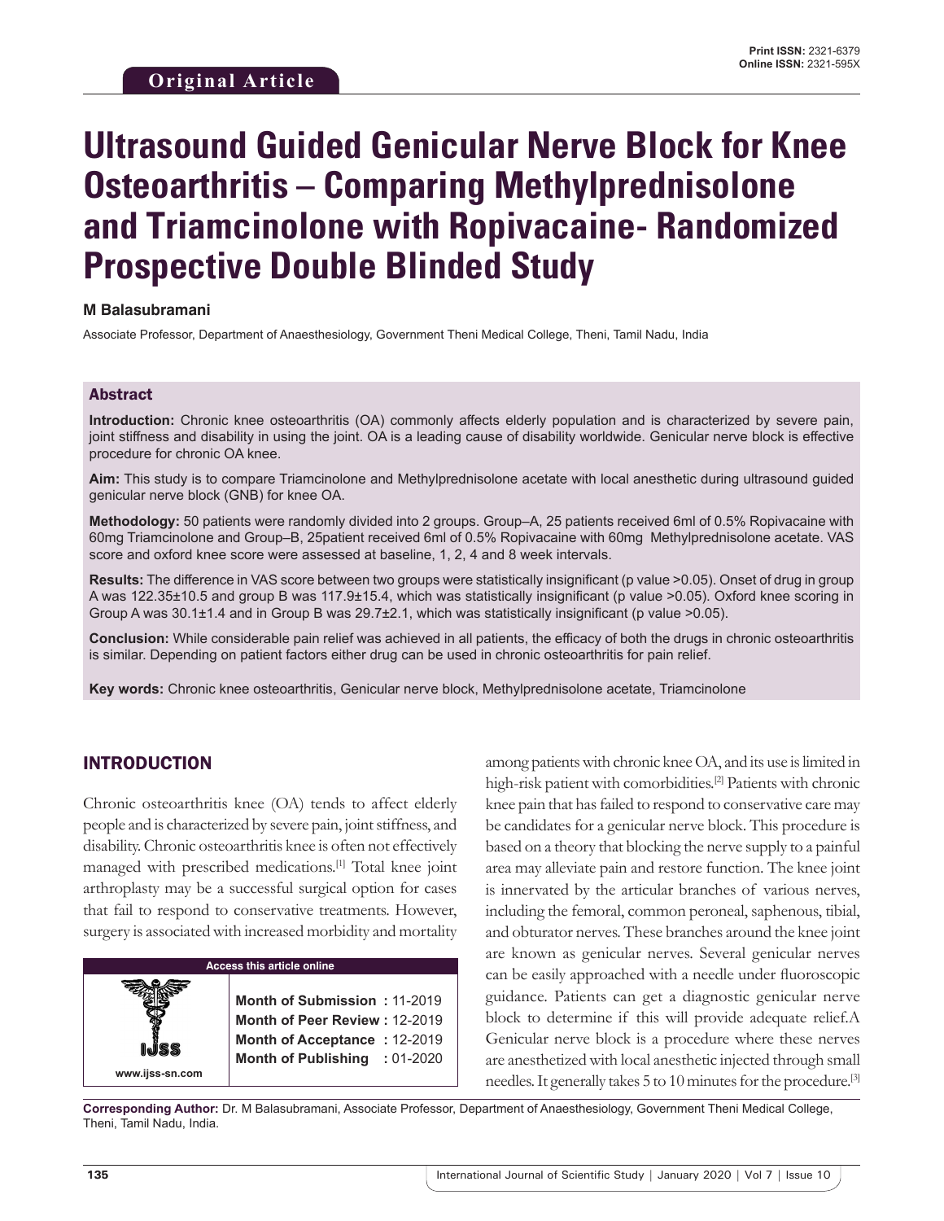**Original Article**

# Ultrasound Guided Genicular Nerve Block for Knee Osteoarthritis – Comparing Methylprednisolone and Triamcinolone with Ropivacaine- Randomized Prospective Double Blinded Study

**M Balasubramani**

Associate Professor, Department of Anaesthesiology, Government Theni Medical College, Theni, Tamil Nadu, India

## Abstract

**Introduction:** Chronic knee osteoarthritis (OA) commonly affects elderly population and is characterized by severe pain, joint stiffness and disability in using the joint. OA is a leading cause of disability worldwide. Genicular nerve block is effective procedure for chronic OA knee.

**Aim:** This study is to compare Triamcinolone and Methylprednisolone acetate with local anesthetic during ultrasound guided genicular nerve block (GNB) for knee OA.

**Methodology:** 50 patients were randomly divided into 2 groups. Group–A, 25 patients received 6ml of 0.5% Ropivacaine with 60mg Triamcinolone and Group–B, 25patient received 6ml of 0.5% Ropivacaine with 60mg Methylprednisolone acetate. VAS score and oxford knee score were assessed at baseline, 1, 2, 4 and 8 week intervals.

**Results:** The difference in VAS score between two groups were statistically insignificant (p value >0.05). Onset of drug in group A was 122.35±10.5 and group B was 117.9±15.4, which was statistically insignificant (p value >0.05). Oxford knee scoring in Group A was 30.1±1.4 and in Group B was 29.7±2.1, which was statistically insignificant (p value >0.05).

**Conclusion:** While considerable pain relief was achieved in all patients, the efficacy of both the drugs in chronic osteoarthritis is similar. Depending on patient factors either drug can be used in chronic osteoarthritis for pain relief.

**Key words:** Chronic knee osteoarthritis, Genicular nerve block, Methylprednisolone acetate, Triamcinolone

## INTRODUCTION

Chronic osteoarthritis knee (OA) tends to affect elderly people and is characterized by severe pain, joint stiffness, and disability. Chronic osteoarthritis knee is often not effectively managed with prescribed medications.[1] Total knee joint arthroplasty may be a successful surgical option for cases that fail to respond to conservative treatments. However, surgery is associated with increased morbidity and mortality among patients with chronic knee OA, and its use is limited in high-risk patient with comorbidities.[2] Patients with chronic knee pain that has failed to respond to conservative care may be candidates for a genicular nerve block. This procedure is based on a theory that blocking the nerve supply to a painful area may alleviate pain and restore function. The knee joint is innervated by the articular branches of various nerves, including the femoral, common peroneal, saphenous, tibial, and obturator nerves. These branches around the knee joint are known as genicular nerves. Several genicular nerves can be easily approached with a needle under fluoroscopic guidance. Patients can get a diagnostic genicular nerve block to determine if this will provide adequate relief.A Genicular nerve block is a procedure where these nerves are anesthetized with local anesthetic injected through small needles. It generally takes 5 to 10 minutes for the procedure.[3]

**Access this article online**

www.ijss-sn.com

Month of Submission : 11-2019
Month of Peer Review : 12-2019
Month of Acceptance : 12-2019
Month of Publishing : 01-2020

**Corresponding Author:** Dr. M Balasubramani, Associate Professor, Department of Anaesthesiology, Government Theni Medical College, Theni, Tamil Nadu, India.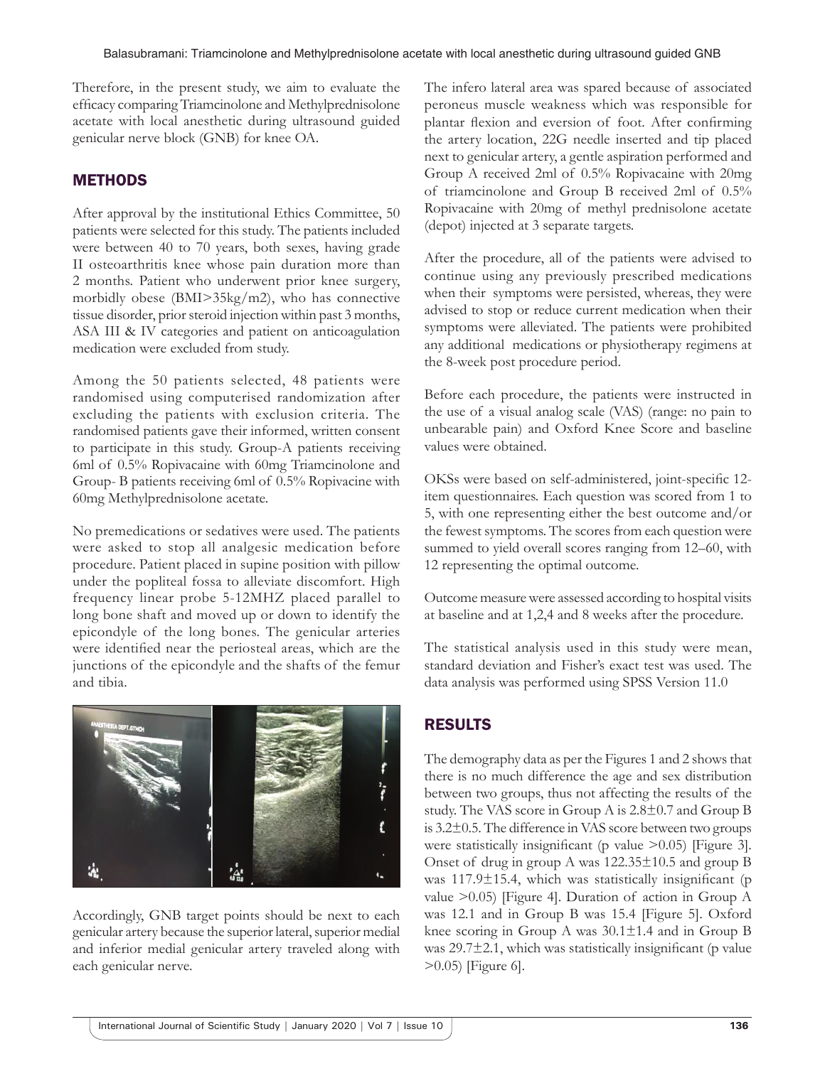Therefore, in the present study, we aim to evaluate the efficacy comparing Triamcinolone and Methylprednisolone acetate with local anesthetic during ultrasound guided genicular nerve block (GNB) for knee OA.

## METHODS

After approval by the institutional Ethics Committee, 50 patients were selected for this study. The patients included were between 40 to 70 years, both sexes, having grade II osteoarthritis knee whose pain duration more than 2 months. Patient who underwent prior knee surgery, morbidly obese (BMI>35kg/m2), who has connective tissue disorder, prior steroid injection within past 3 months, ASA III & IV categories and patient on anticoagulation medication were excluded from study.

Among the 50 patients selected, 48 patients were randomised using computerised randomization after excluding the patients with exclusion criteria. The randomised patients gave their informed, written consent to participate in this study. Group-A patients receiving 6ml of 0.5% Ropivacaine with 60mg Triamcinolone and Group- B patients receiving 6ml of 0.5% Ropivacine with 60mg Methylprednisolone acetate.

No premedications or sedatives were used. The patients were asked to stop all analgesic medication before procedure. Patient placed in supine position with pillow under the popliteal fossa to alleviate discomfort. High frequency linear probe 5-12MHZ placed parallel to long bone shaft and moved up or down to identify the epicondyle of the long bones. The genicular arteries were identified near the periosteal areas, which are the junctions of the epicondyle and the shafts of the femur and tibia.

Accordingly, GNB target points should be next to each genicular artery because the superior lateral, superior medial and inferior medial genicular artery traveled along with each genicular nerve.

The infero lateral area was spared because of associated peroneus muscle weakness which was responsible for plantar flexion and eversion of foot. After confirming the artery location, 22G needle inserted and tip placed next to genicular artery, a gentle aspiration performed and Group A received 2ml of 0.5% Ropivacaine with 20mg of triamcinolone and Group B received 2ml of 0.5% Ropivacaine with 20mg of methyl prednisolone acetate (depot) injected at 3 separate targets.

After the procedure, all of the patients were advised to continue using any previously prescribed medications when their symptoms were persisted, whereas, they were advised to stop or reduce current medication when their symptoms were alleviated. The patients were prohibited any additional medications or physiotherapy regimens at the 8-week post procedure period.

Before each procedure, the patients were instructed in the use of a visual analog scale (VAS) (range: no pain to unbearable pain) and Oxford Knee Score and baseline values were obtained.

OKSs were based on self-administered, joint-specific 12-item questionnaires. Each question was scored from 1 to 5, with one representing either the best outcome and/or the fewest symptoms. The scores from each question were summed to yield overall scores ranging from 12–60, with 12 representing the optimal outcome.

Outcome measure were assessed according to hospital visits at baseline and at 1,2,4 and 8 weeks after the procedure.

The statistical analysis used in this study were mean, standard deviation and Fisher's exact test was used. The data analysis was performed using SPSS Version 11.0

## RESULTS

The demography data as per the Figures 1 and 2 shows that there is no much difference the age and sex distribution between two groups, thus not affecting the results of the study. The VAS score in Group A is 2.8±0.7 and Group B is 3.2±0.5. The difference in VAS score between two groups were statistically insignificant (p value >0.05) [Figure 3]. Onset of drug in group A was 122.35±10.5 and group B was 117.9±15.4, which was statistically insignificant (p value >0.05) [Figure 4]. Duration of action in Group A was 12.1 and in Group B was 15.4 [Figure 5]. Oxford knee scoring in Group A was 30.1±1.4 and in Group B was 29.7±2.1, which was statistically insignificant (p value >0.05) [Figure 6].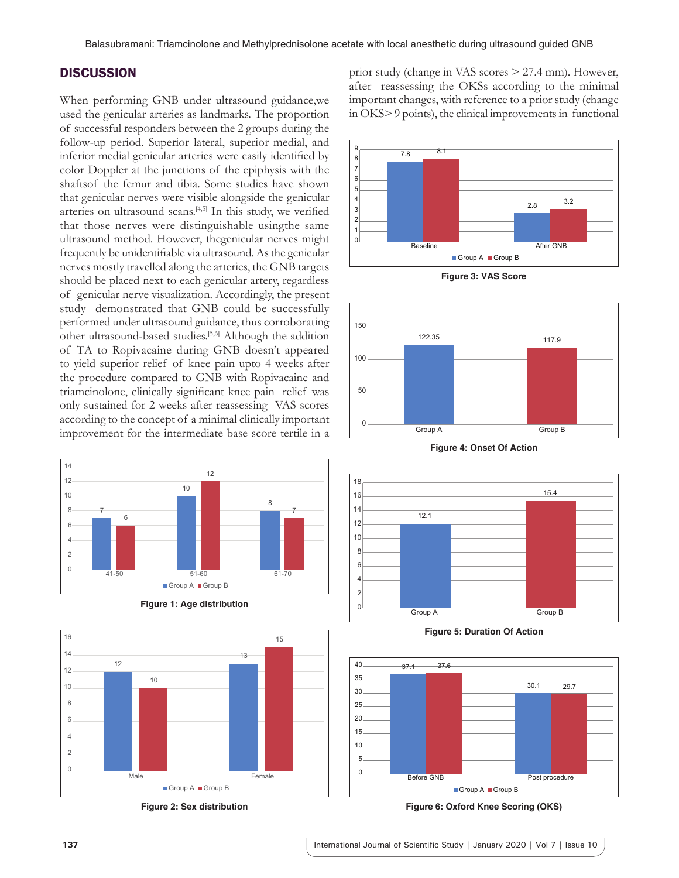## DISCUSSION

When performing GNB under ultrasound guidance,we used the genicular arteries as landmarks. The proportion of successful responders between the 2 groups during the follow-up period. Superior lateral, superior medial, and inferior medial genicular arteries were easily identified by color Doppler at the junctions of the epiphysis with the shaftsof the femur and tibia. Some studies have shown that genicular nerves were visible alongside the genicular arteries on ultrasound scans.[4,5] In this study, we verified that those nerves were distinguishable usingthe same ultrasound method. However, thegenicular nerves might frequently be unidentifiable via ultrasound. As the genicular nerves mostly travelled along the arteries, the GNB targets should be placed next to each genicular artery, regardless of genicular nerve visualization. Accordingly, the present study demonstrated that GNB could be successfully performed under ultrasound guidance, thus corroborating other ultrasound-based studies.[5,6] Although the addition of TA to Ropivacaine during GNB doesn't appeared to yield superior relief of knee pain upto 4 weeks after the procedure compared to GNB with Ropivacaine and triamcinolone, clinically significant knee pain relief was only sustained for 2 weeks after reassessing VAS scores according to the concept of a minimal clinically important improvement for the intermediate base score tertile in a prior study (change in VAS scores > 27.4 mm). However, after reassessing the OKSs according to the minimal important changes, with reference to a prior study (change in OKS> 9 points), the clinical improvements in functional

| Age | Group A | Group B |
|---|---|---|
| 41-50 | 7 | 6 |
| 51-60 | 10 | 12 |
| 61-70 | 8 | 7 |

Figure 1: Age distribution

| Sex | Group A | Group B |
|---|---|---|
| Male | 12 | 10 |
| Female | 13 | 15 |

Figure 2: Sex distribution

| | Group A | Group B |
|---|---|---|
| Baseline | 7.8 | 8.1 |
| After GNB | 2.8 | 3.2 |

Figure 3: VAS Score

| Group A | Group B |
|---|---|
| 122.35 | 117.9 |

Figure 4: Onset Of Action

| Group A | Group B |
|---|---|
| 12.1 | 15.4 |

Figure 5: Duration Of Action

| | Group A | Group B |
|---|---|---|
| Before GNB | 37.1 | 37.6 |
| Post procedure | 30.1 | 29.7 |

Figure 6: Oxford Knee Scoring (OKS)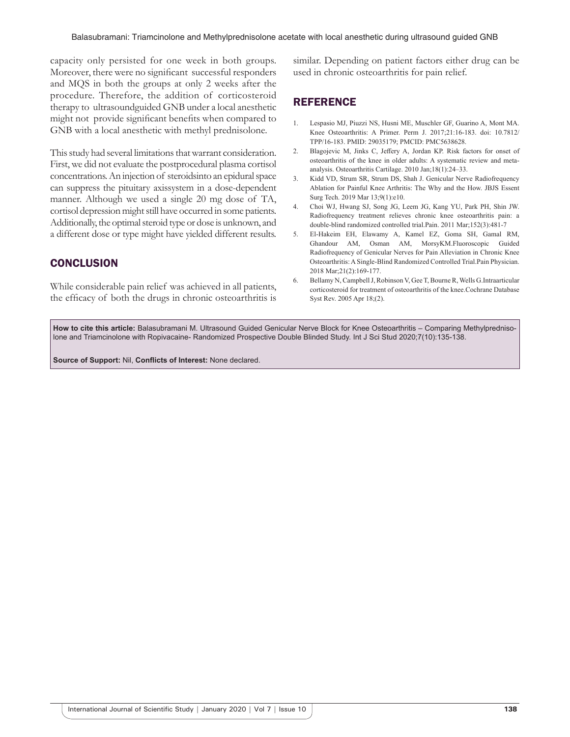capacity only persisted for one week in both groups. Moreover, there were no significant successful responders and MQS in both the groups at only 2 weeks after the procedure. Therefore, the addition of corticosteroid therapy to ultrasoundguided GNB under a local anesthetic might not provide significant benefits when compared to GNB with a local anesthetic with methyl prednisolone.

This study had several limitations that warrant consideration. First, we did not evaluate the postprocedural plasma cortisol concentrations. An injection of steroidsinto an epidural space can suppress the pituitary axissystem in a dose-dependent manner. Although we used a single 20 mg dose of TA, cortisol depression might still have occurred in some patients. Additionally, the optimal steroid type or dose is unknown, and a different dose or type might have yielded different results.

## CONCLUSION

While considerable pain relief was achieved in all patients, the efficacy of both the drugs in chronic osteoarthritis is similar. Depending on patient factors either drug can be used in chronic osteoarthritis for pain relief.

## REFERENCE

1. Lespasio MJ, Piuzzi NS, Husni ME, Muschler GF, Guarino A, Mont MA. Knee Osteoarthritis: A Primer. Perm J. 2017;21:16-183. doi: 10.7812/TPP/16-183. PMID: 29035179; PMCID: PMC5638628.
2. Blagojevic M, Jinks C, Jeffery A, Jordan KP. Risk factors for onset of osteoarthritis of the knee in older adults: A systematic review and meta-analysis. Osteoarthritis Cartilage. 2010 Jan;18(1):24–33.
3. Kidd VD, Strum SR, Strum DS, Shah J. Genicular Nerve Radiofrequency Ablation for Painful Knee Arthritis: The Why and the How. JBJS Essent Surg Tech. 2019 Mar 13;9(1):e10.
4. Choi WJ, Hwang SJ, Song JG, Leem JG, Kang YU, Park PH, Shin JW. Radiofrequency treatment relieves chronic knee osteoarthritis pain: a double-blind randomized controlled trial.Pain. 2011 Mar;152(3):481-7
5. El-Hakeim EH, Elawamy A, Kamel EZ, Goma SH, Gamal RM, Ghandour AM, Osman AM, MorsyKM.Fluoroscopic Guided Radiofrequency of Genicular Nerves for Pain Alleviation in Chronic Knee Osteoarthritis: A Single-Blind Randomized Controlled Trial.Pain Physician. 2018 Mar;21(2):169-177.
6. Bellamy N, Campbell J, Robinson V, Gee T, Bourne R, Wells G.Intraarticular corticosteroid for treatment of osteoarthritis of the knee.Cochrane Database Syst Rev. 2005 Apr 18;(2).

**How to cite this article:** Balasubramani M. Ultrasound Guided Genicular Nerve Block for Knee Osteoarthritis – Comparing Methylprednisolone and Triamcinolone with Ropivacaine- Randomized Prospective Double Blinded Study. Int J Sci Stud 2020;7(10):135-138.

**Source of Support:** Nil, **Conflicts of Interest:** None declared.